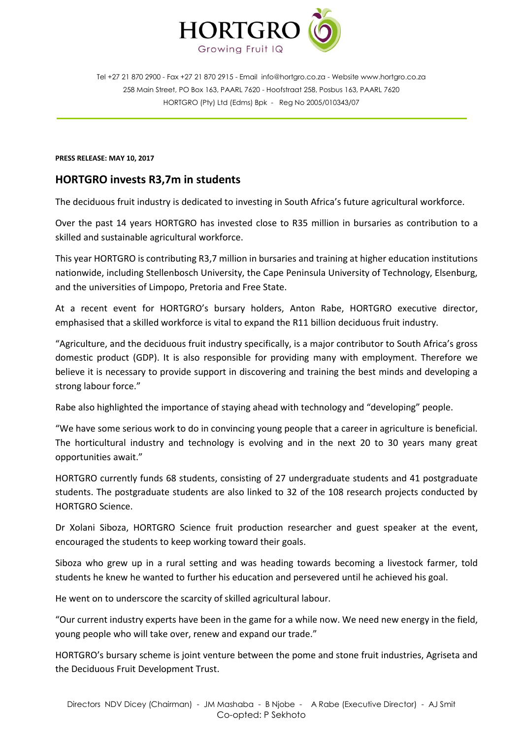HORTGRO
Growing Fruit IQ

Tel +27 21 870 2900 - Fax +27 21 870 2915 - Email info@hortgro.co.za - Website www.hortgro.co.za
258 Main Street, PO Box 163, PAARL 7620 - Hoofstraat 258, Posbus 163, PAARL 7620
HORTGRO (Pty) Ltd (Edms) Bpk - Reg No 2005/010343/07

**PRESS RELEASE: MAY 10, 2017**

## HORTGRO invests R3,7m in students

The deciduous fruit industry is dedicated to investing in South Africa's future agricultural workforce.

Over the past 14 years HORTGRO has invested close to R35 million in bursaries as contribution to a skilled and sustainable agricultural workforce.

This year HORTGRO is contributing R3,7 million in bursaries and training at higher education institutions nationwide, including Stellenbosch University, the Cape Peninsula University of Technology, Elsenburg, and the universities of Limpopo, Pretoria and Free State.

At a recent event for HORTGRO's bursary holders, Anton Rabe, HORTGRO executive director, emphasised that a skilled workforce is vital to expand the R11 billion deciduous fruit industry.

"Agriculture, and the deciduous fruit industry specifically, is a major contributor to South Africa's gross domestic product (GDP). It is also responsible for providing many with employment. Therefore we believe it is necessary to provide support in discovering and training the best minds and developing a strong labour force."

Rabe also highlighted the importance of staying ahead with technology and "developing" people.

"We have some serious work to do in convincing young people that a career in agriculture is beneficial. The horticultural industry and technology is evolving and in the next 20 to 30 years many great opportunities await."

HORTGRO currently funds 68 students, consisting of 27 undergraduate students and 41 postgraduate students. The postgraduate students are also linked to 32 of the 108 research projects conducted by HORTGRO Science.

Dr Xolani Siboza, HORTGRO Science fruit production researcher and guest speaker at the event, encouraged the students to keep working toward their goals.

Siboza who grew up in a rural setting and was heading towards becoming a livestock farmer, told students he knew he wanted to further his education and persevered until he achieved his goal.

He went on to underscore the scarcity of skilled agricultural labour.

"Our current industry experts have been in the game for a while now. We need new energy in the field, young people who will take over, renew and expand our trade."

HORTGRO's bursary scheme is joint venture between the pome and stone fruit industries, Agriseta and the Deciduous Fruit Development Trust.

Directors NDV Dicey (Chairman) - JM Mashaba - B Njobe - A Rabe (Executive Director) - AJ Smit
Co-opted: P Sekhoto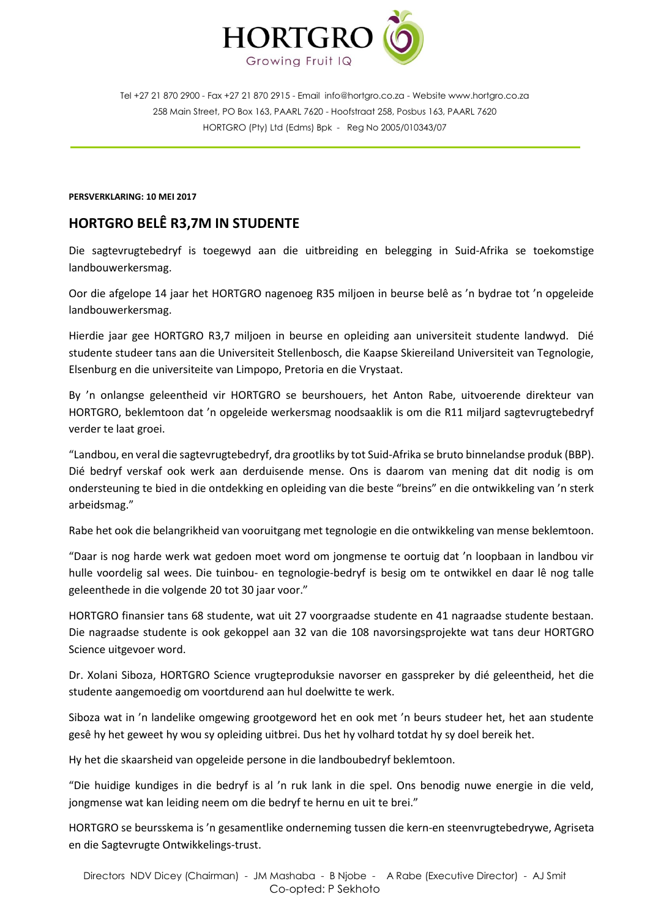**PERSVERKLARING: 10 MEI 2017**

## HORTGRO BELÊ R3,7M IN STUDENTE

Die sagtevrugtebedryf is toegewyd aan die uitbreiding en belegging in Suid-Afrika se toekomstige landbouwerkersmag.

Oor die afgelope 14 jaar het HORTGRO nagenoeg R35 miljoen in beurse belê as 'n bydrae tot 'n opgeleide landbouwerkersmag.

Hierdie jaar gee HORTGRO R3,7 miljoen in beurse en opleiding aan universiteit studente landwyd. Dié studente studeer tans aan die Universiteit Stellenbosch, die Kaapse Skiereiland Universiteit van Tegnologie, Elsenburg en die universiteite van Limpopo, Pretoria en die Vrystaat.

By 'n onlangse geleentheid vir HORTGRO se beurshouers, het Anton Rabe, uitvoerende direkteur van HORTGRO, beklemtoon dat 'n opgeleide werkersmag noodsaaklik is om die R11 miljard sagtevrugtebedryf verder te laat groei.

"Landbou, en veral die sagtevrugtebedryf, dra grootliks by tot Suid-Afrika se bruto binnelandse produk (BBP). Dié bedryf verskaf ook werk aan derduisende mense. Ons is daarom van mening dat dit nodig is om ondersteuning te bied in die ontdekking en opleiding van die beste "breins" en die ontwikkeling van 'n sterk arbeidsmag."

Rabe het ook die belangrikheid van vooruitgang met tegnologie en die ontwikkeling van mense beklemtoon.

"Daar is nog harde werk wat gedoen moet word om jongmense te oortuig dat 'n loopbaan in landbou vir hulle voordelig sal wees. Die tuinbou- en tegnologie-bedryf is besig om te ontwikkel en daar lê nog talle geleenthede in die volgende 20 tot 30 jaar voor."

HORTGRO finansier tans 68 studente, wat uit 27 voorgraadse studente en 41 nagraadse studente bestaan. Die nagraadse studente is ook gekoppel aan 32 van die 108 navorsingsprojekte wat tans deur HORTGRO Science uitgevoer word.

Dr. Xolani Siboza, HORTGRO Science vrugteproduksie navorser en gasspreker by dié geleentheid, het die studente aangemoedig om voortdurend aan hul doelwitte te werk.

Siboza wat in 'n landelike omgewing grootgeword het en ook met 'n beurs studeer het, het aan studente gesê hy het geweet hy wou sy opleiding uitbrei. Dus het hy volhard totdat hy sy doel bereik het.

Hy het die skaarsheid van opgeleide persone in die landboubedryf beklemtoon.

"Die huidige kundiges in die bedryf is al 'n ruk lank in die spel. Ons benodig nuwe energie in die veld, jongmense wat kan leiding neem om die bedryf te hernu en uit te brei."

HORTGRO se beursskema is 'n gesamentlike onderneming tussen die kern-en steenvrugtebedrywe, Agriseta en die Sagtevrugte Ontwikkelings-trust.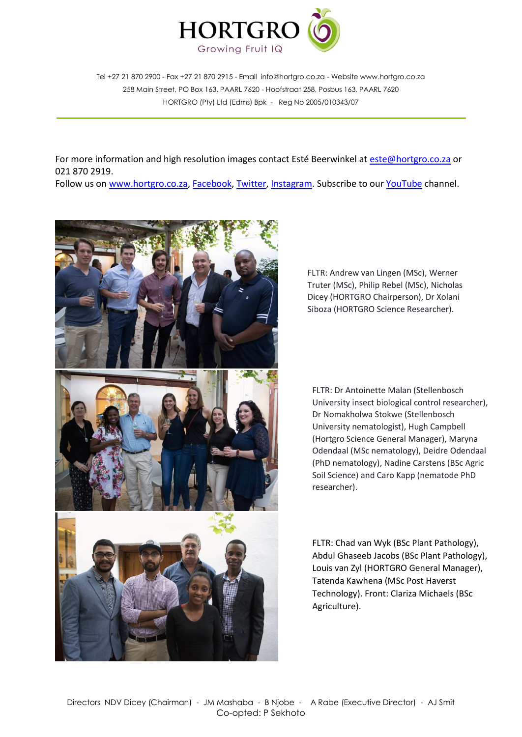For more information and high resolution images contact Esté Beerwinkel at este@hortgro.co.za or 021 870 2919.
Follow us on www.hortgro.co.za, Facebook, Twitter, Instagram. Subscribe to our YouTube channel.

FLTR: Andrew van Lingen (MSc), Werner Truter (MSc), Philip Rebel (MSc), Nicholas Dicey (HORTGRO Chairperson), Dr Xolani Siboza (HORTGRO Science Researcher).

FLTR: Dr Antoinette Malan (Stellenbosch University insect biological control researcher), Dr Nomakholwa Stokwe (Stellenbosch University nematologist), Hugh Campbell (Hortgro Science General Manager), Maryna Odendaal (MSc nematology), Deidre Odendaal (PhD nematology), Nadine Carstens (BSc Agric Soil Science) and Caro Kapp (nematode PhD researcher).

FLTR: Chad van Wyk (BSc Plant Pathology), Abdul Ghaseeb Jacobs (BSc Plant Pathology), Louis van Zyl (HORTGRO General Manager), Tatenda Kawhena (MSc Post Haverst Technology). Front: Clariza Michaels (BSc Agriculture).